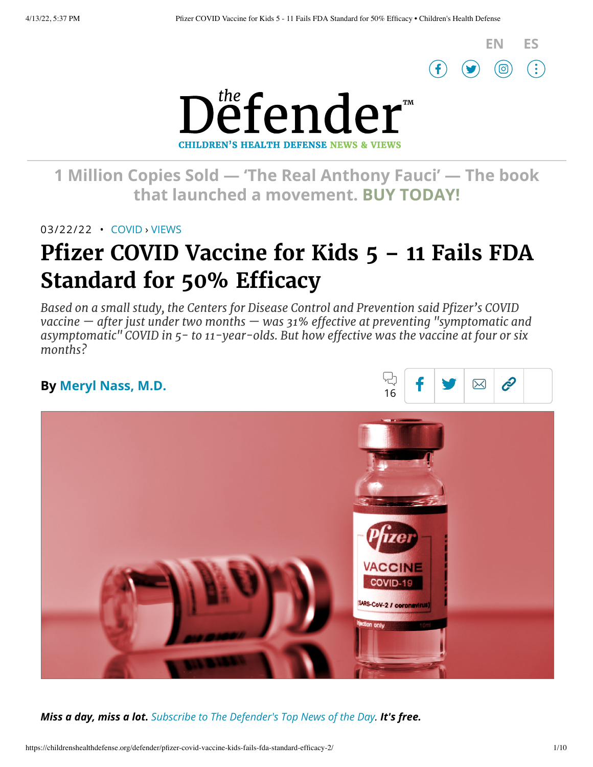# the Defender™

CHILDREN'S HEALTH DEFENSE NEWS & VIEWS

1 Million Copies Sold — 'The Real Anthony Fauci' — The book that launched a movement. BUY TODAY!

03/22/22 • COVID › VIEWS

# Pfizer COVID Vaccine for Kids 5 – 11 Fails FDA Standard for 50% Efficacy

*Based on a small study, the Centers for Disease Control and Prevention said Pfizer's COVID vaccine — after just under two months — was 31% effective at preventing "symptomatic and asymptomatic" COVID in 5- to 11-year-olds. But how effective was the vaccine at four or six months?*

**By Meryl Nass, M.D.**

16

***Miss a day, miss a lot.*** *Subscribe to The Defender's Top News of the Day.* ***It's free.***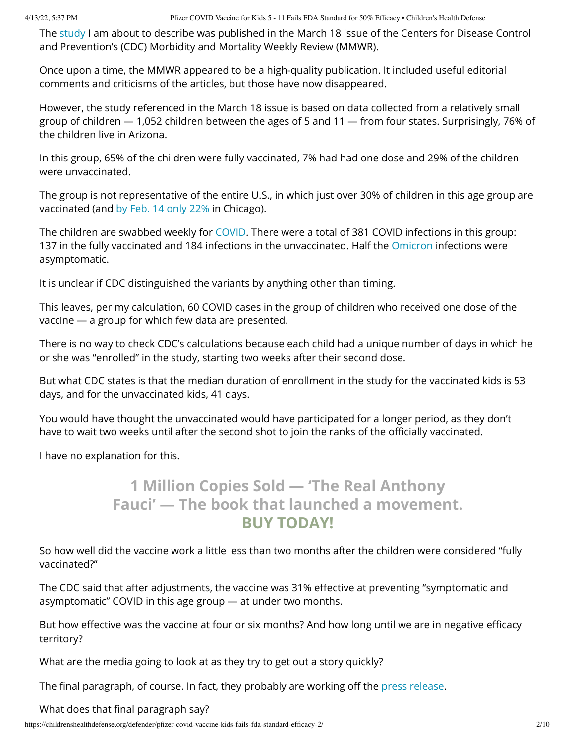The study I am about to describe was published in the March 18 issue of the Centers for Disease Control and Prevention's (CDC) Morbidity and Mortality Weekly Review (MMWR).

Once upon a time, the MMWR appeared to be a high-quality publication. It included useful editorial comments and criticisms of the articles, but those have now disappeared.

However, the study referenced in the March 18 issue is based on data collected from a relatively small group of children — 1,052 children between the ages of 5 and 11 — from four states. Surprisingly, 76% of the children live in Arizona.

In this group, 65% of the children were fully vaccinated, 7% had had one dose and 29% of the children were unvaccinated.

The group is not representative of the entire U.S., in which just over 30% of children in this age group are vaccinated (and by Feb. 14 only 22% in Chicago).

The children are swabbed weekly for COVID. There were a total of 381 COVID infections in this group: 137 in the fully vaccinated and 184 infections in the unvaccinated. Half the Omicron infections were asymptomatic.

It is unclear if CDC distinguished the variants by anything other than timing.

This leaves, per my calculation, 60 COVID cases in the group of children who received one dose of the vaccine — a group for which few data are presented.

There is no way to check CDC's calculations because each child had a unique number of days in which he or she was "enrolled" in the study, starting two weeks after their second dose.

But what CDC states is that the median duration of enrollment in the study for the vaccinated kids is 53 days, and for the unvaccinated kids, 41 days.

You would have thought the unvaccinated would have participated for a longer period, as they don't have to wait two weeks until after the second shot to join the ranks of the officially vaccinated.

I have no explanation for this.

## 1 Million Copies Sold — 'The Real Anthony Fauci' — The book that launched a movement. BUY TODAY!

So how well did the vaccine work a little less than two months after the children were considered "fully vaccinated?"

The CDC said that after adjustments, the vaccine was 31% effective at preventing "symptomatic and asymptomatic" COVID in this age group — at under two months.

But how effective was the vaccine at four or six months? And how long until we are in negative efficacy territory?

What are the media going to look at as they try to get out a story quickly?

The final paragraph, of course. In fact, they probably are working off the press release.

What does that final paragraph say?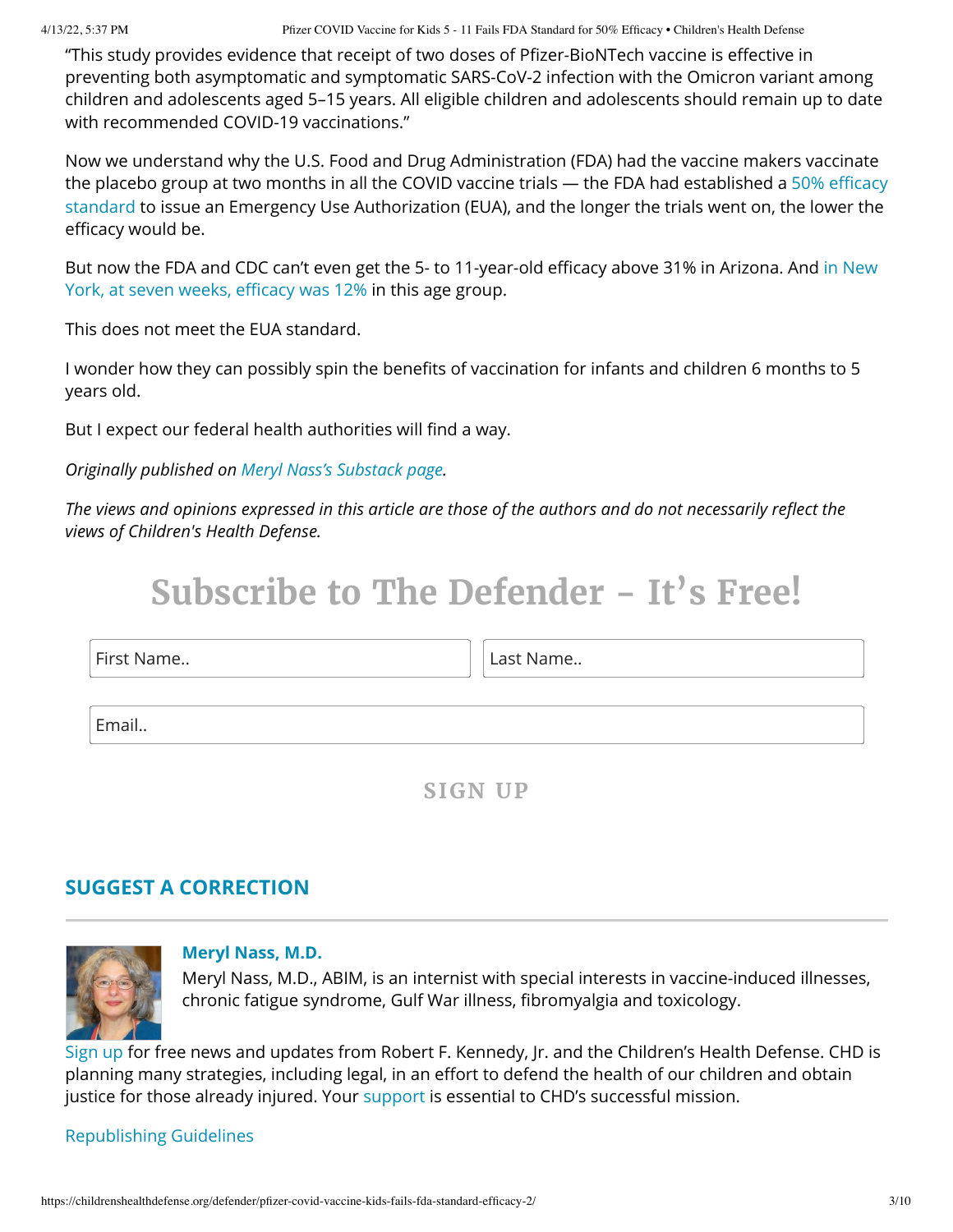"This study provides evidence that receipt of two doses of Pfizer-BioNTech vaccine is effective in preventing both asymptomatic and symptomatic SARS-CoV-2 infection with the Omicron variant among children and adolescents aged 5–15 years. All eligible children and adolescents should remain up to date with recommended COVID-19 vaccinations."

Now we understand why the U.S. Food and Drug Administration (FDA) had the vaccine makers vaccinate the placebo group at two months in all the COVID vaccine trials — the FDA had established a 50% efficacy standard to issue an Emergency Use Authorization (EUA), and the longer the trials went on, the lower the efficacy would be.

But now the FDA and CDC can't even get the 5- to 11-year-old efficacy above 31% in Arizona. And in New York, at seven weeks, efficacy was 12% in this age group.

This does not meet the EUA standard.

I wonder how they can possibly spin the benefits of vaccination for infants and children 6 months to 5 years old.

But I expect our federal health authorities will find a way.

*Originally published on Meryl Nass's Substack page.*

*The views and opinions expressed in this article are those of the authors and do not necessarily reflect the views of Children's Health Defense.*

## Subscribe to The Defender – It's Free!

First Name..

Last Name..

Email..

SIGN UP

## SUGGEST A CORRECTION

**Meryl Nass, M.D.**

Meryl Nass, M.D., ABIM, is an internist with special interests in vaccine-induced illnesses, chronic fatigue syndrome, Gulf War illness, fibromyalgia and toxicology.

Sign up for free news and updates from Robert F. Kennedy, Jr. and the Children's Health Defense. CHD is planning many strategies, including legal, in an effort to defend the health of our children and obtain justice for those already injured. Your support is essential to CHD's successful mission.

Republishing Guidelines